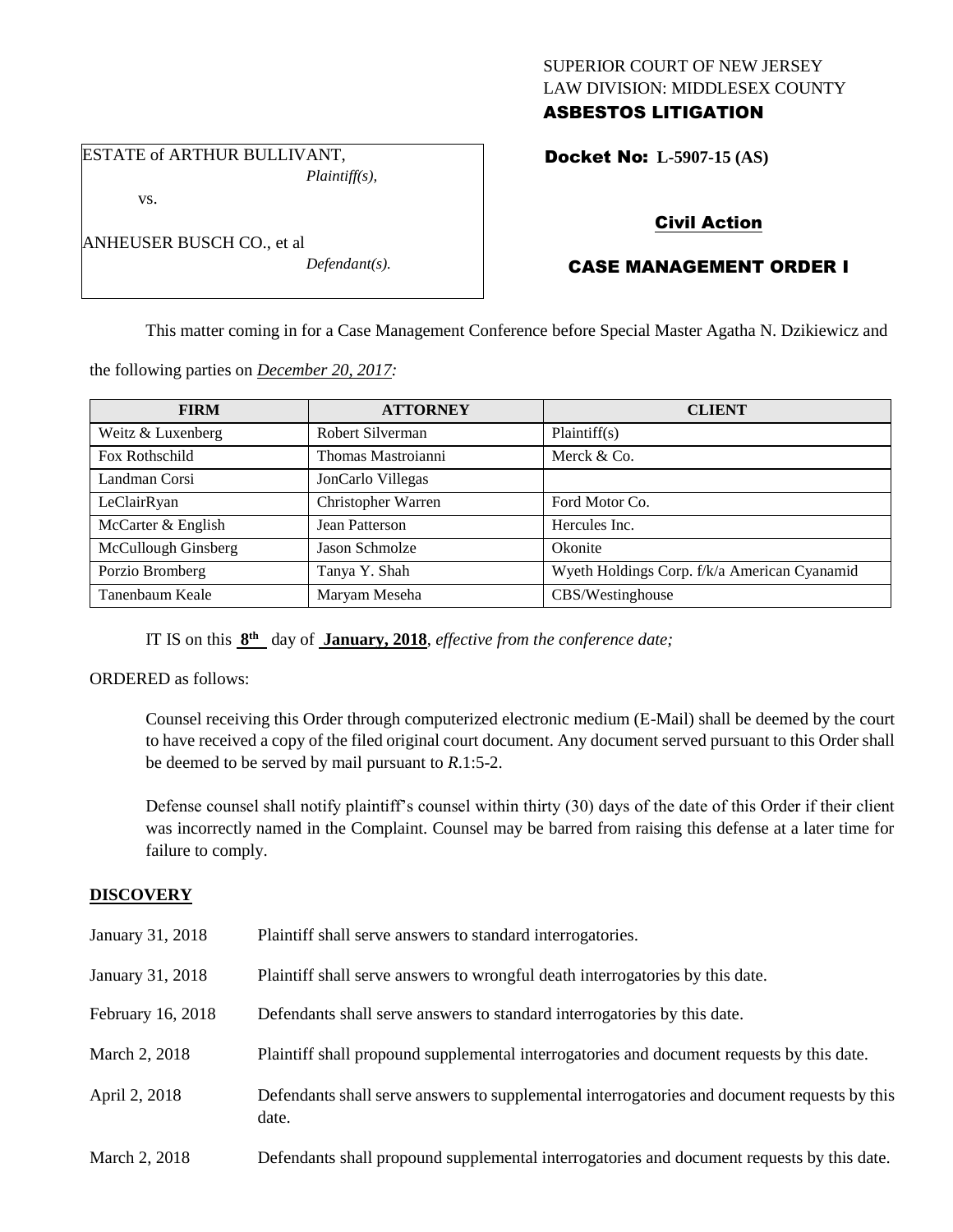SUPERIOR COURT OF NEW JERSEY
LAW DIVISION: MIDDLESEX COUNTY

**ASBESTOS LITIGATION**

ESTATE of ARTHUR BULLIVANT,
*Plaintiff(s),*

vs.

ANHEUSER BUSCH CO., et al
*Defendant(s).*

**Docket No: L-5907-15 (AS)**

**Civil Action**

**CASE MANAGEMENT ORDER I**

This matter coming in for a Case Management Conference before Special Master Agatha N. Dzikiewicz and the following parties on *December 20, 2017:*

| FIRM | ATTORNEY | CLIENT |
|---|---|---|
| Weitz & Luxenberg | Robert Silverman | Plaintiff(s) |
| Fox Rothschild | Thomas Mastroianni | Merck & Co. |
| Landman Corsi | JonCarlo Villegas | |
| LeClairRyan | Christopher Warren | Ford Motor Co. |
| McCarter & English | Jean Patterson | Hercules Inc. |
| McCullough Ginsberg | Jason Schmolze | Okonite |
| Porzio Bromberg | Tanya Y. Shah | Wyeth Holdings Corp. f/k/a American Cyanamid |
| Tanenbaum Keale | Maryam Meseha | CBS/Westinghouse |

IT IS on this **8th** day of **January, 2018**, *effective from the conference date;*

ORDERED as follows:

Counsel receiving this Order through computerized electronic medium (E-Mail) shall be deemed by the court to have received a copy of the filed original court document. Any document served pursuant to this Order shall be deemed to be served by mail pursuant to *R*.1:5-2.

Defense counsel shall notify plaintiff's counsel within thirty (30) days of the date of this Order if their client was incorrectly named in the Complaint. Counsel may be barred from raising this defense at a later time for failure to comply.

## DISCOVERY

| | |
|---|---|
| January 31, 2018 | Plaintiff shall serve answers to standard interrogatories. |
| January 31, 2018 | Plaintiff shall serve answers to wrongful death interrogatories by this date. |
| February 16, 2018 | Defendants shall serve answers to standard interrogatories by this date. |
| March 2, 2018 | Plaintiff shall propound supplemental interrogatories and document requests by this date. |
| April 2, 2018 | Defendants shall serve answers to supplemental interrogatories and document requests by this date. |
| March 2, 2018 | Defendants shall propound supplemental interrogatories and document requests by this date. |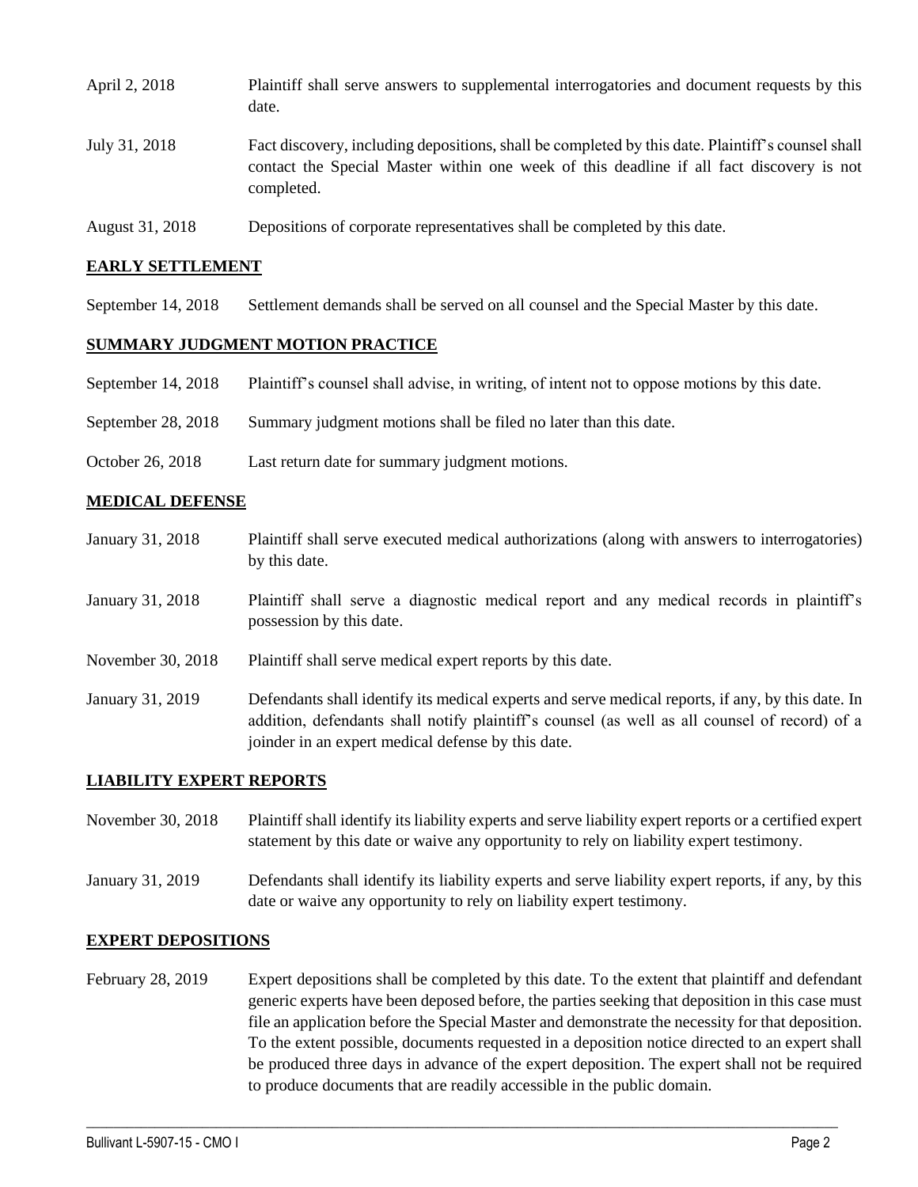| | |
|---|---|
| April 2, 2018 | Plaintiff shall serve answers to supplemental interrogatories and document requests by this date. |
| July 31, 2018 | Fact discovery, including depositions, shall be completed by this date. Plaintiff's counsel shall contact the Special Master within one week of this deadline if all fact discovery is not completed. |
| August 31, 2018 | Depositions of corporate representatives shall be completed by this date. |

## **EARLY SETTLEMENT**

| | |
|---|---|
| September 14, 2018 | Settlement demands shall be served on all counsel and the Special Master by this date. |

## **SUMMARY JUDGMENT MOTION PRACTICE**

| | |
|---|---|
| September 14, 2018 | Plaintiff's counsel shall advise, in writing, of intent not to oppose motions by this date. |
| September 28, 2018 | Summary judgment motions shall be filed no later than this date. |
| October 26, 2018 | Last return date for summary judgment motions. |

## **MEDICAL DEFENSE**

| | |
|---|---|
| January 31, 2018 | Plaintiff shall serve executed medical authorizations (along with answers to interrogatories) by this date. |
| January 31, 2018 | Plaintiff shall serve a diagnostic medical report and any medical records in plaintiff's possession by this date. |
| November 30, 2018 | Plaintiff shall serve medical expert reports by this date. |
| January 31, 2019 | Defendants shall identify its medical experts and serve medical reports, if any, by this date. In addition, defendants shall notify plaintiff's counsel (as well as all counsel of record) of a joinder in an expert medical defense by this date. |

## **LIABILITY EXPERT REPORTS**

| | |
|---|---|
| November 30, 2018 | Plaintiff shall identify its liability experts and serve liability expert reports or a certified expert statement by this date or waive any opportunity to rely on liability expert testimony. |
| January 31, 2019 | Defendants shall identify its liability experts and serve liability expert reports, if any, by this date or waive any opportunity to rely on liability expert testimony. |

## **EXPERT DEPOSITIONS**

| | |
|---|---|
| February 28, 2019 | Expert depositions shall be completed by this date. To the extent that plaintiff and defendant generic experts have been deposed before, the parties seeking that deposition in this case must file an application before the Special Master and demonstrate the necessity for that deposition. To the extent possible, documents requested in a deposition notice directed to an expert shall be produced three days in advance of the expert deposition. The expert shall not be required to produce documents that are readily accessible in the public domain. |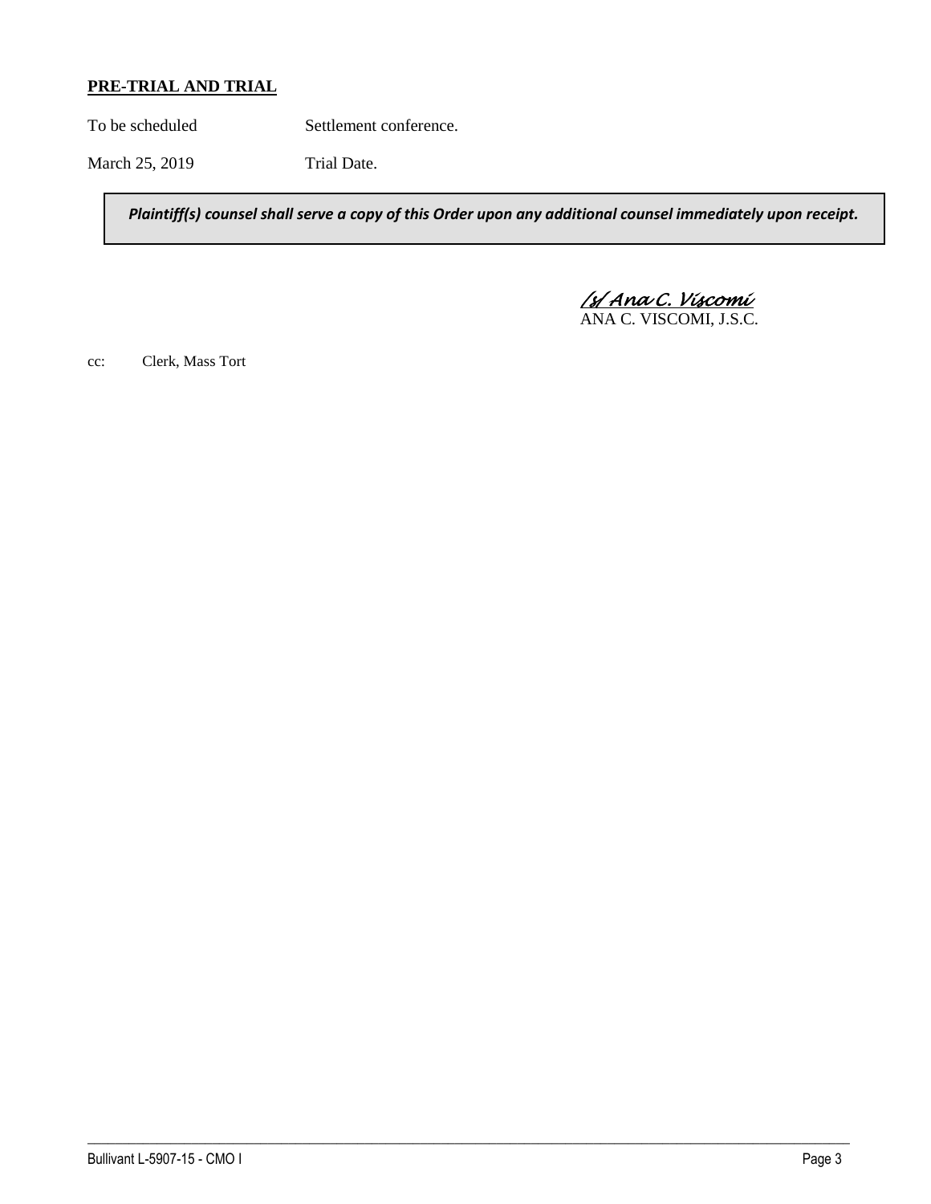**PRE-TRIAL AND TRIAL**

| | |
|---|---|
| To be scheduled | Settlement conference. |
| March 25, 2019 | Trial Date. |

***Plaintiff(s) counsel shall serve a copy of this Order upon any additional counsel immediately upon receipt.***

/s/ Ana C. Viscomi
ANA C. VISCOMI, J.S.C.

cc: Clerk, Mass Tort